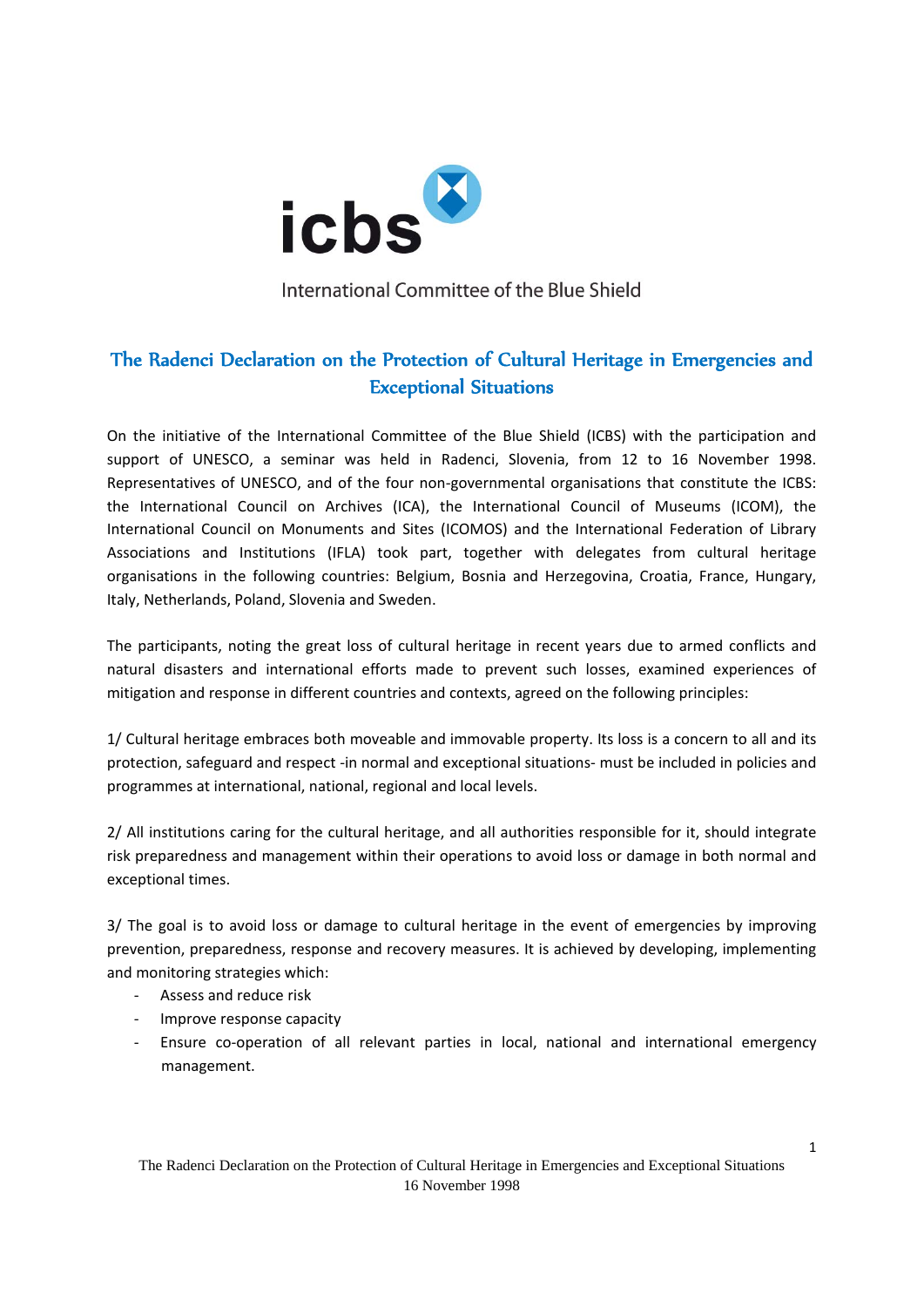icbs

International Committee of the Blue Shield

# The Radenci Declaration on the Protection of Cultural Heritage in Emergencies and Exceptional Situations

On the initiative of the International Committee of the Blue Shield (ICBS) with the participation and support of UNESCO, a seminar was held in Radenci, Slovenia, from 12 to 16 November 1998. Representatives of UNESCO, and of the four non-governmental organisations that constitute the ICBS: the International Council on Archives (ICA), the International Council of Museums (ICOM), the International Council on Monuments and Sites (ICOMOS) and the International Federation of Library Associations and Institutions (IFLA) took part, together with delegates from cultural heritage organisations in the following countries: Belgium, Bosnia and Herzegovina, Croatia, France, Hungary, Italy, Netherlands, Poland, Slovenia and Sweden.

The participants, noting the great loss of cultural heritage in recent years due to armed conflicts and natural disasters and international efforts made to prevent such losses, examined experiences of mitigation and response in different countries and contexts, agreed on the following principles:

1/ Cultural heritage embraces both moveable and immovable property. Its loss is a concern to all and its protection, safeguard and respect -in normal and exceptional situations- must be included in policies and programmes at international, national, regional and local levels.

2/ All institutions caring for the cultural heritage, and all authorities responsible for it, should integrate risk preparedness and management within their operations to avoid loss or damage in both normal and exceptional times.

3/ The goal is to avoid loss or damage to cultural heritage in the event of emergencies by improving prevention, preparedness, response and recovery measures. It is achieved by developing, implementing and monitoring strategies which:

- Assess and reduce risk
- Improve response capacity
- Ensure co-operation of all relevant parties in local, national and international emergency management.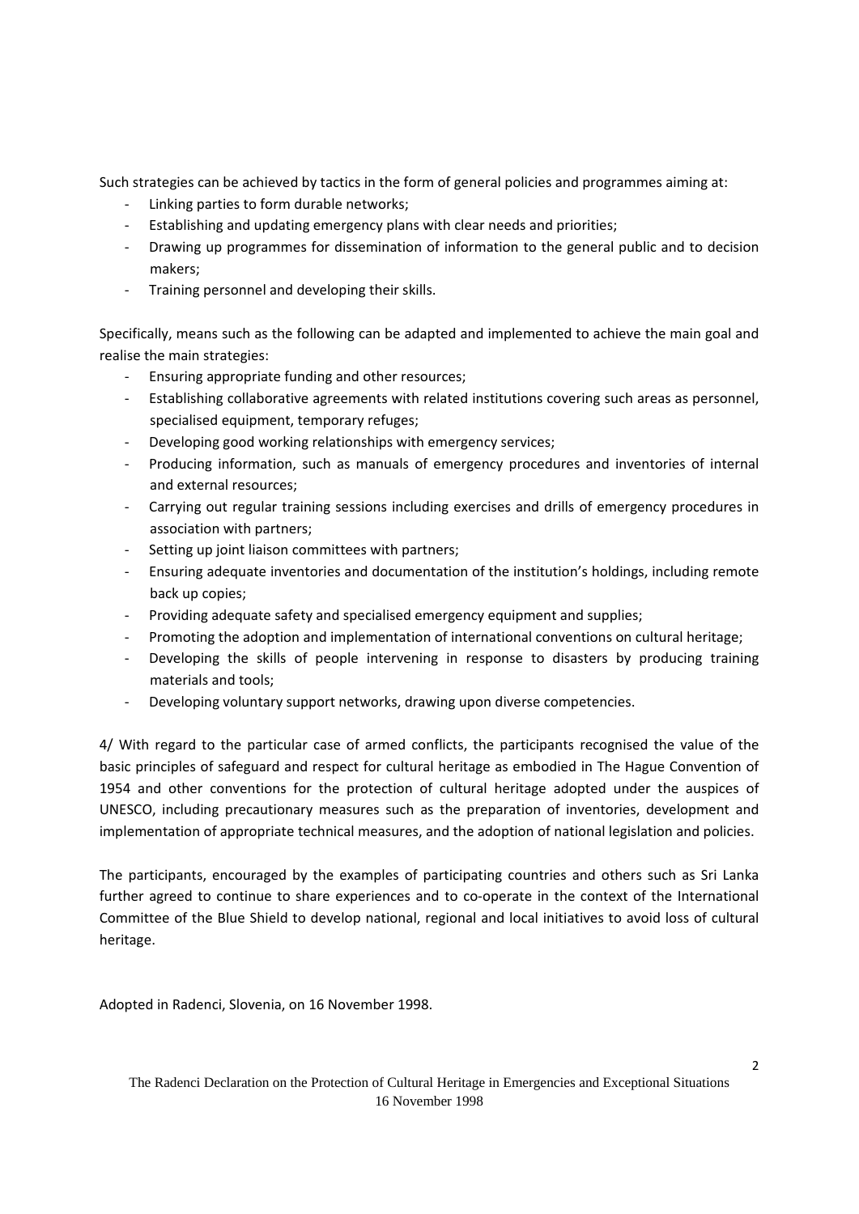Such strategies can be achieved by tactics in the form of general policies and programmes aiming at:

- Linking parties to form durable networks;
- Establishing and updating emergency plans with clear needs and priorities;
- Drawing up programmes for dissemination of information to the general public and to decision makers;
- Training personnel and developing their skills.

Specifically, means such as the following can be adapted and implemented to achieve the main goal and realise the main strategies:

- Ensuring appropriate funding and other resources;
- Establishing collaborative agreements with related institutions covering such areas as personnel, specialised equipment, temporary refuges;
- Developing good working relationships with emergency services;
- Producing information, such as manuals of emergency procedures and inventories of internal and external resources;
- Carrying out regular training sessions including exercises and drills of emergency procedures in association with partners;
- Setting up joint liaison committees with partners;
- Ensuring adequate inventories and documentation of the institution's holdings, including remote back up copies;
- Providing adequate safety and specialised emergency equipment and supplies;
- Promoting the adoption and implementation of international conventions on cultural heritage;
- Developing the skills of people intervening in response to disasters by producing training materials and tools;
- Developing voluntary support networks, drawing upon diverse competencies.

4/ With regard to the particular case of armed conflicts, the participants recognised the value of the basic principles of safeguard and respect for cultural heritage as embodied in The Hague Convention of 1954 and other conventions for the protection of cultural heritage adopted under the auspices of UNESCO, including precautionary measures such as the preparation of inventories, development and implementation of appropriate technical measures, and the adoption of national legislation and policies.

The participants, encouraged by the examples of participating countries and others such as Sri Lanka further agreed to continue to share experiences and to co-operate in the context of the International Committee of the Blue Shield to develop national, regional and local initiatives to avoid loss of cultural heritage.

Adopted in Radenci, Slovenia, on 16 November 1998.